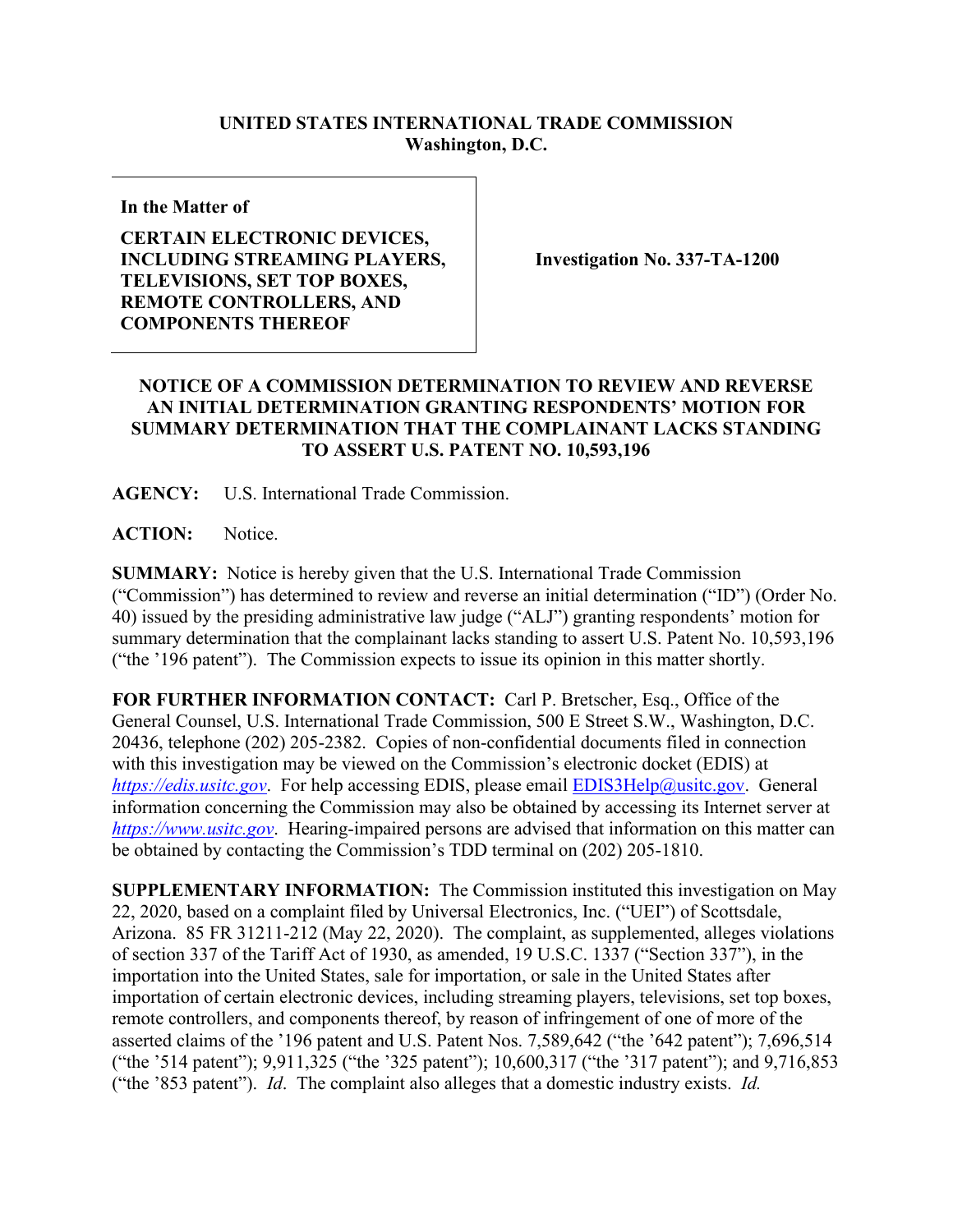**UNITED STATES INTERNATIONAL TRADE COMMISSION**
**Washington, D.C.**

| **In the Matter of**<br><br>**CERTAIN ELECTRONIC DEVICES, INCLUDING STREAMING PLAYERS, TELEVISIONS, SET TOP BOXES, REMOTE CONTROLLERS, AND COMPONENTS THEREOF** | **Investigation No. 337-TA-1200** |
|---|---|

**NOTICE OF A COMMISSION DETERMINATION TO REVIEW AND REVERSE AN INITIAL DETERMINATION GRANTING RESPONDENTS' MOTION FOR SUMMARY DETERMINATION THAT THE COMPLAINANT LACKS STANDING TO ASSERT U.S. PATENT NO. 10,593,196**

**AGENCY:** U.S. International Trade Commission.

**ACTION:** Notice.

**SUMMARY:** Notice is hereby given that the U.S. International Trade Commission ("Commission") has determined to review and reverse an initial determination ("ID") (Order No. 40) issued by the presiding administrative law judge ("ALJ") granting respondents' motion for summary determination that the complainant lacks standing to assert U.S. Patent No. 10,593,196 ("the '196 patent"). The Commission expects to issue its opinion in this matter shortly.

**FOR FURTHER INFORMATION CONTACT:** Carl P. Bretscher, Esq., Office of the General Counsel, U.S. International Trade Commission, 500 E Street S.W., Washington, D.C. 20436, telephone (202) 205-2382. Copies of non-confidential documents filed in connection with this investigation may be viewed on the Commission's electronic docket (EDIS) at *https://edis.usitc.gov*. For help accessing EDIS, please email EDIS3Help@usitc.gov. General information concerning the Commission may also be obtained by accessing its Internet server at *https://www.usitc.gov*. Hearing-impaired persons are advised that information on this matter can be obtained by contacting the Commission's TDD terminal on (202) 205-1810.

**SUPPLEMENTARY INFORMATION:** The Commission instituted this investigation on May 22, 2020, based on a complaint filed by Universal Electronics, Inc. ("UEI") of Scottsdale, Arizona. 85 FR 31211-212 (May 22, 2020). The complaint, as supplemented, alleges violations of section 337 of the Tariff Act of 1930, as amended, 19 U.S.C. 1337 ("Section 337"), in the importation into the United States, sale for importation, or sale in the United States after importation of certain electronic devices, including streaming players, televisions, set top boxes, remote controllers, and components thereof, by reason of infringement of one of more of the asserted claims of the '196 patent and U.S. Patent Nos. 7,589,642 ("the '642 patent"); 7,696,514 ("the '514 patent"); 9,911,325 ("the '325 patent"); 10,600,317 ("the '317 patent"); and 9,716,853 ("the '853 patent"). *Id*. The complaint also alleges that a domestic industry exists. *Id.*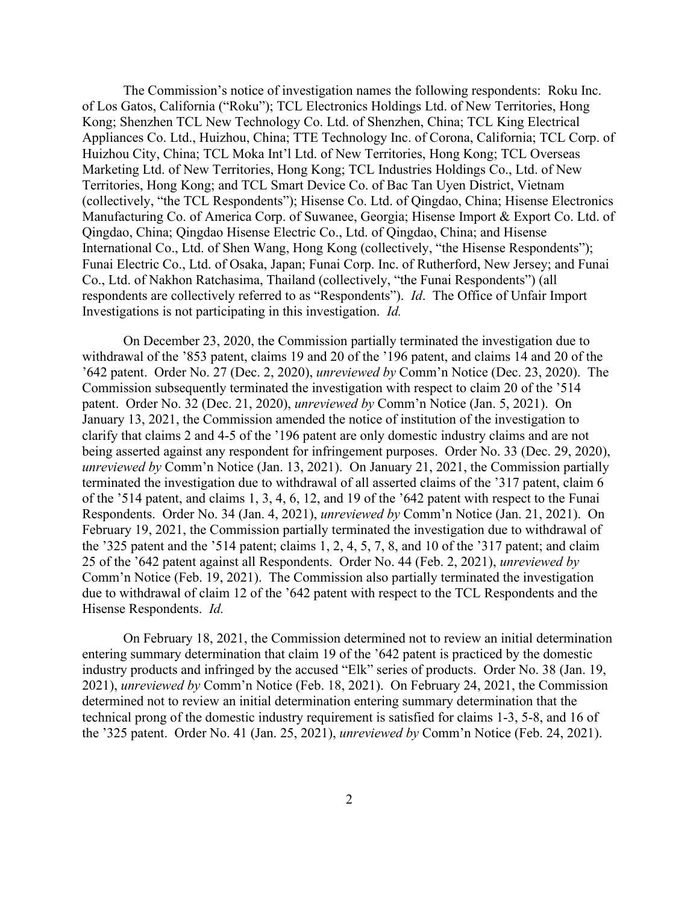The Commission's notice of investigation names the following respondents: Roku Inc. of Los Gatos, California ("Roku"); TCL Electronics Holdings Ltd. of New Territories, Hong Kong; Shenzhen TCL New Technology Co. Ltd. of Shenzhen, China; TCL King Electrical Appliances Co. Ltd., Huizhou, China; TTE Technology Inc. of Corona, California; TCL Corp. of Huizhou City, China; TCL Moka Int'l Ltd. of New Territories, Hong Kong; TCL Overseas Marketing Ltd. of New Territories, Hong Kong; TCL Industries Holdings Co., Ltd. of New Territories, Hong Kong; and TCL Smart Device Co. of Bac Tan Uyen District, Vietnam (collectively, "the TCL Respondents"); Hisense Co. Ltd. of Qingdao, China; Hisense Electronics Manufacturing Co. of America Corp. of Suwanee, Georgia; Hisense Import & Export Co. Ltd. of Qingdao, China; Qingdao Hisense Electric Co., Ltd. of Qingdao, China; and Hisense International Co., Ltd. of Shen Wang, Hong Kong (collectively, "the Hisense Respondents"); Funai Electric Co., Ltd. of Osaka, Japan; Funai Corp. Inc. of Rutherford, New Jersey; and Funai Co., Ltd. of Nakhon Ratchasima, Thailand (collectively, "the Funai Respondents") (all respondents are collectively referred to as "Respondents"). *Id*. The Office of Unfair Import Investigations is not participating in this investigation. *Id.*

On December 23, 2020, the Commission partially terminated the investigation due to withdrawal of the '853 patent, claims 19 and 20 of the '196 patent, and claims 14 and 20 of the '642 patent. Order No. 27 (Dec. 2, 2020), *unreviewed by* Comm'n Notice (Dec. 23, 2020). The Commission subsequently terminated the investigation with respect to claim 20 of the '514 patent. Order No. 32 (Dec. 21, 2020), *unreviewed by* Comm'n Notice (Jan. 5, 2021). On January 13, 2021, the Commission amended the notice of institution of the investigation to clarify that claims 2 and 4-5 of the '196 patent are only domestic industry claims and are not being asserted against any respondent for infringement purposes. Order No. 33 (Dec. 29, 2020), *unreviewed by* Comm'n Notice (Jan. 13, 2021). On January 21, 2021, the Commission partially terminated the investigation due to withdrawal of all asserted claims of the '317 patent, claim 6 of the '514 patent, and claims 1, 3, 4, 6, 12, and 19 of the '642 patent with respect to the Funai Respondents. Order No. 34 (Jan. 4, 2021), *unreviewed by* Comm'n Notice (Jan. 21, 2021). On February 19, 2021, the Commission partially terminated the investigation due to withdrawal of the '325 patent and the '514 patent; claims 1, 2, 4, 5, 7, 8, and 10 of the '317 patent; and claim 25 of the '642 patent against all Respondents. Order No. 44 (Feb. 2, 2021), *unreviewed by* Comm'n Notice (Feb. 19, 2021). The Commission also partially terminated the investigation due to withdrawal of claim 12 of the '642 patent with respect to the TCL Respondents and the Hisense Respondents. *Id.*

On February 18, 2021, the Commission determined not to review an initial determination entering summary determination that claim 19 of the '642 patent is practiced by the domestic industry products and infringed by the accused "Elk" series of products. Order No. 38 (Jan. 19, 2021), *unreviewed by* Comm'n Notice (Feb. 18, 2021). On February 24, 2021, the Commission determined not to review an initial determination entering summary determination that the technical prong of the domestic industry requirement is satisfied for claims 1-3, 5-8, and 16 of the '325 patent. Order No. 41 (Jan. 25, 2021), *unreviewed by* Comm'n Notice (Feb. 24, 2021).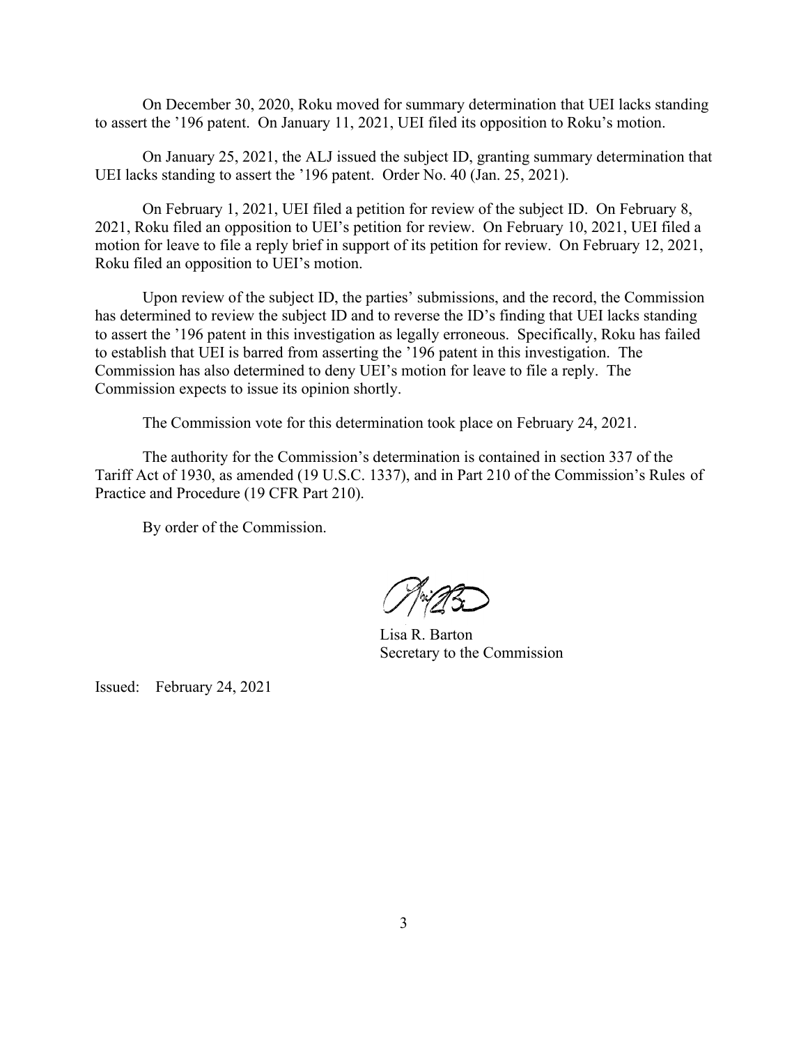On December 30, 2020, Roku moved for summary determination that UEI lacks standing to assert the '196 patent. On January 11, 2021, UEI filed its opposition to Roku's motion.

On January 25, 2021, the ALJ issued the subject ID, granting summary determination that UEI lacks standing to assert the '196 patent. Order No. 40 (Jan. 25, 2021).

On February 1, 2021, UEI filed a petition for review of the subject ID. On February 8, 2021, Roku filed an opposition to UEI's petition for review. On February 10, 2021, UEI filed a motion for leave to file a reply brief in support of its petition for review. On February 12, 2021, Roku filed an opposition to UEI's motion.

Upon review of the subject ID, the parties' submissions, and the record, the Commission has determined to review the subject ID and to reverse the ID's finding that UEI lacks standing to assert the '196 patent in this investigation as legally erroneous. Specifically, Roku has failed to establish that UEI is barred from asserting the '196 patent in this investigation. The Commission has also determined to deny UEI's motion for leave to file a reply. The Commission expects to issue its opinion shortly.

The Commission vote for this determination took place on February 24, 2021.

The authority for the Commission's determination is contained in section 337 of the Tariff Act of 1930, as amended (19 U.S.C. 1337), and in Part 210 of the Commission's Rules of Practice and Procedure (19 CFR Part 210).

By order of the Commission.

Lisa R. Barton
Secretary to the Commission

Issued: February 24, 2021